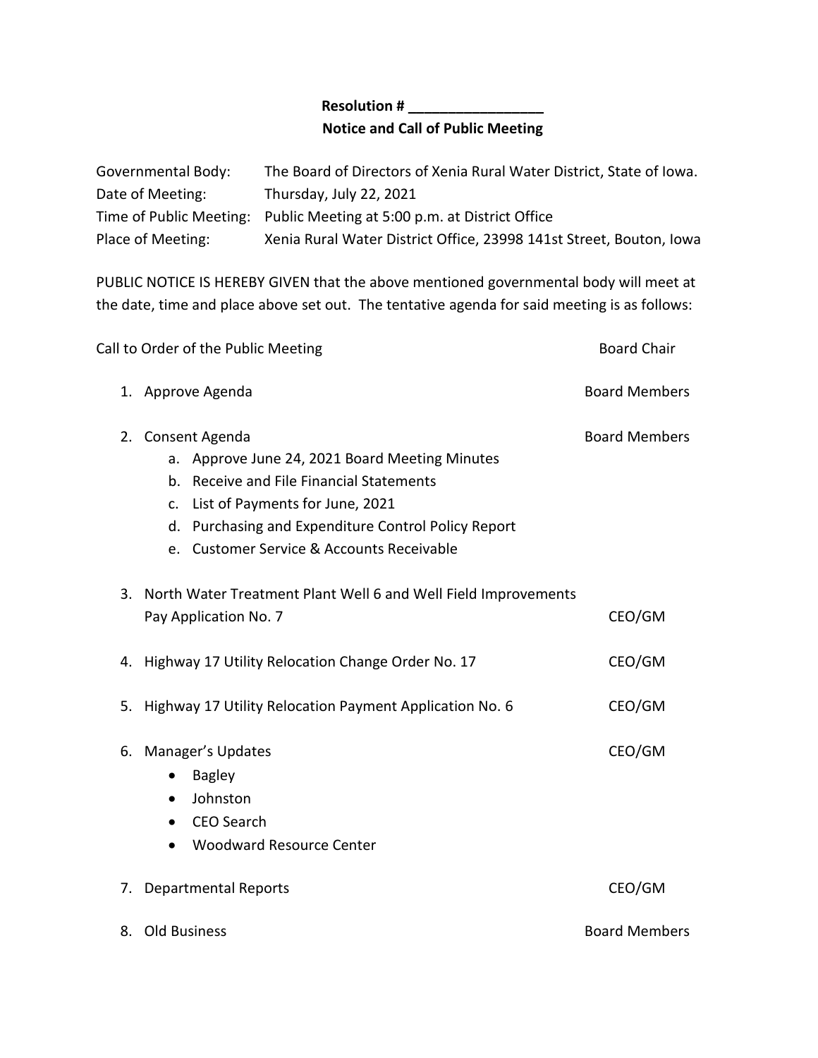**Resolution # _________________**

**Notice and Call of Public Meeting**

| | |
|---|---|
| Governmental Body: | The Board of Directors of Xenia Rural Water District, State of Iowa. |
| Date of Meeting: | Thursday, July 22, 2021 |
| Time of Public Meeting: | Public Meeting at 5:00 p.m. at District Office |
| Place of Meeting: | Xenia Rural Water District Office, 23998 141st Street, Bouton, Iowa |

PUBLIC NOTICE IS HEREBY GIVEN that the above mentioned governmental body will meet at the date, time and place above set out. The tentative agenda for said meeting is as follows:

Call to Order of the Public Meeting — Board Chair

1. Approve Agenda — Board Members

2. Consent Agenda — Board Members
   a. Approve June 24, 2021 Board Meeting Minutes
   b. Receive and File Financial Statements
   c. List of Payments for June, 2021
   d. Purchasing and Expenditure Control Policy Report
   e. Customer Service & Accounts Receivable

3. North Water Treatment Plant Well 6 and Well Field Improvements Pay Application No. 7 — CEO/GM

4. Highway 17 Utility Relocation Change Order No. 17 — CEO/GM

5. Highway 17 Utility Relocation Payment Application No. 6 — CEO/GM

6. Manager's Updates — CEO/GM
   - Bagley
   - Johnston
   - CEO Search
   - Woodward Resource Center

7. Departmental Reports — CEO/GM

8. Old Business — Board Members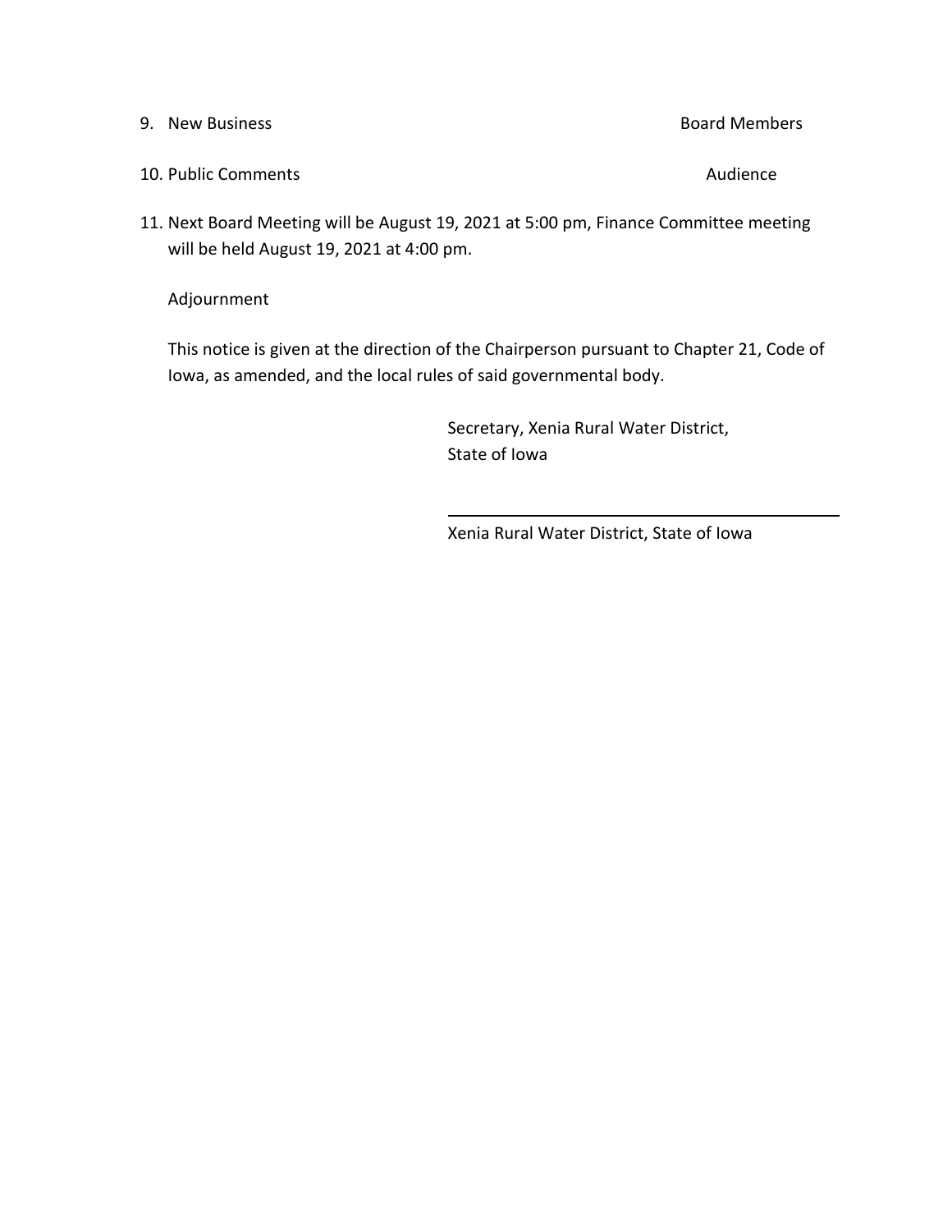9. New Business Board Members

10. Public Comments Audience

11. Next Board Meeting will be August 19, 2021 at 5:00 pm, Finance Committee meeting will be held August 19, 2021 at 4:00 pm.

    Adjournment

    This notice is given at the direction of the Chairperson pursuant to Chapter 21, Code of Iowa, as amended, and the local rules of said governmental body.

Secretary, Xenia Rural Water District,
State of Iowa

\_\_\_\_\_\_\_\_\_\_\_\_\_\_\_\_\_\_\_\_\_\_\_\_\_\_\_\_\_\_\_\_\_\_\_\_

Xenia Rural Water District, State of Iowa